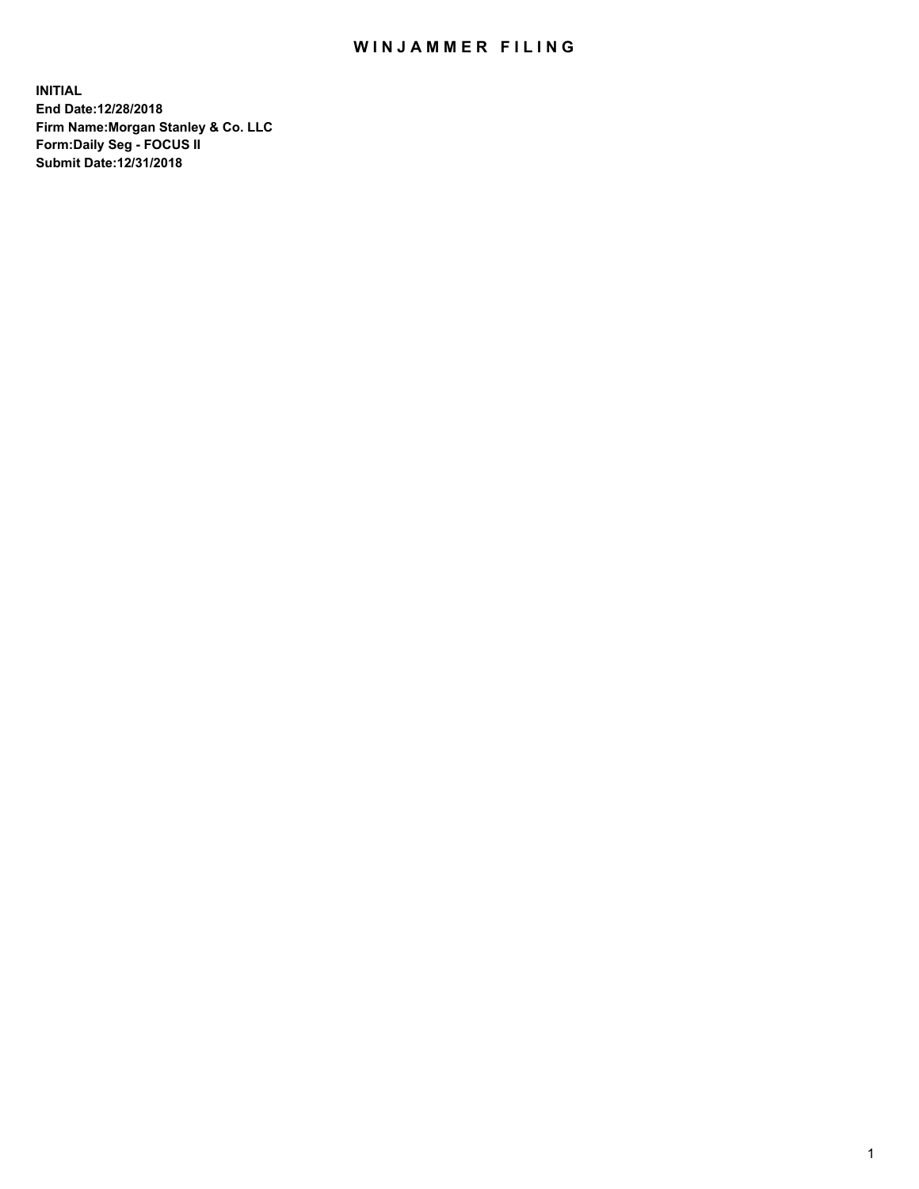# WINJAMMER FILING

**INITIAL**
**End Date:12/28/2018**
**Firm Name:Morgan Stanley & Co. LLC**
**Form:Daily Seg - FOCUS II**
**Submit Date:12/31/2018**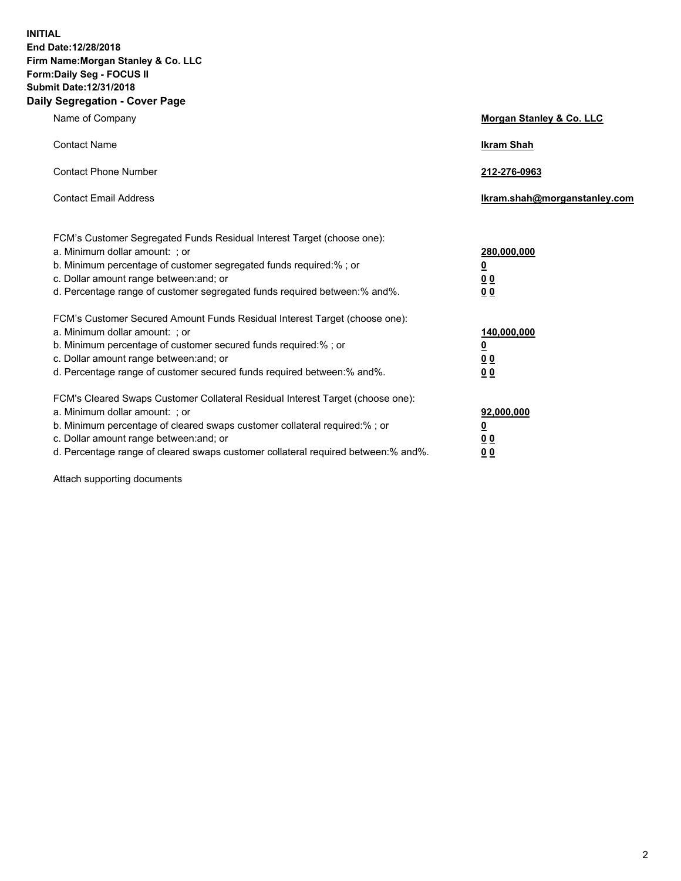**INITIAL**
**End Date:12/28/2018**
**Firm Name:Morgan Stanley & Co. LLC**
**Form:Daily Seg - FOCUS II**
**Submit Date:12/31/2018**
**Daily Segregation - Cover Page**

| | |
|---|---|
| Name of Company | **Morgan Stanley & Co. LLC** |
| Contact Name | **Ikram Shah** |
| Contact Phone Number | **212-276-0963** |
| Contact Email Address | **Ikram.shah@morganstanley.com** |

| | |
|---|---|
| FCM's Customer Segregated Funds Residual Interest Target (choose one): | |
| a. Minimum dollar amount: ; or | **280,000,000** |
| b. Minimum percentage of customer segregated funds required:% ; or | **0** |
| c. Dollar amount range between:and; or | **0 0** |
| d. Percentage range of customer segregated funds required between:% and%. | **0 0** |
| FCM's Customer Secured Amount Funds Residual Interest Target (choose one): | |
| a. Minimum dollar amount: ; or | **140,000,000** |
| b. Minimum percentage of customer secured funds required:% ; or | **0** |
| c. Dollar amount range between:and; or | **0 0** |
| d. Percentage range of customer secured funds required between:% and%. | **0 0** |
| FCM's Cleared Swaps Customer Collateral Residual Interest Target (choose one): | |
| a. Minimum dollar amount: ; or | **92,000,000** |
| b. Minimum percentage of cleared swaps customer collateral required:% ; or | **0** |
| c. Dollar amount range between:and; or | **0 0** |
| d. Percentage range of cleared swaps customer collateral required between:% and%. | **0 0** |

Attach supporting documents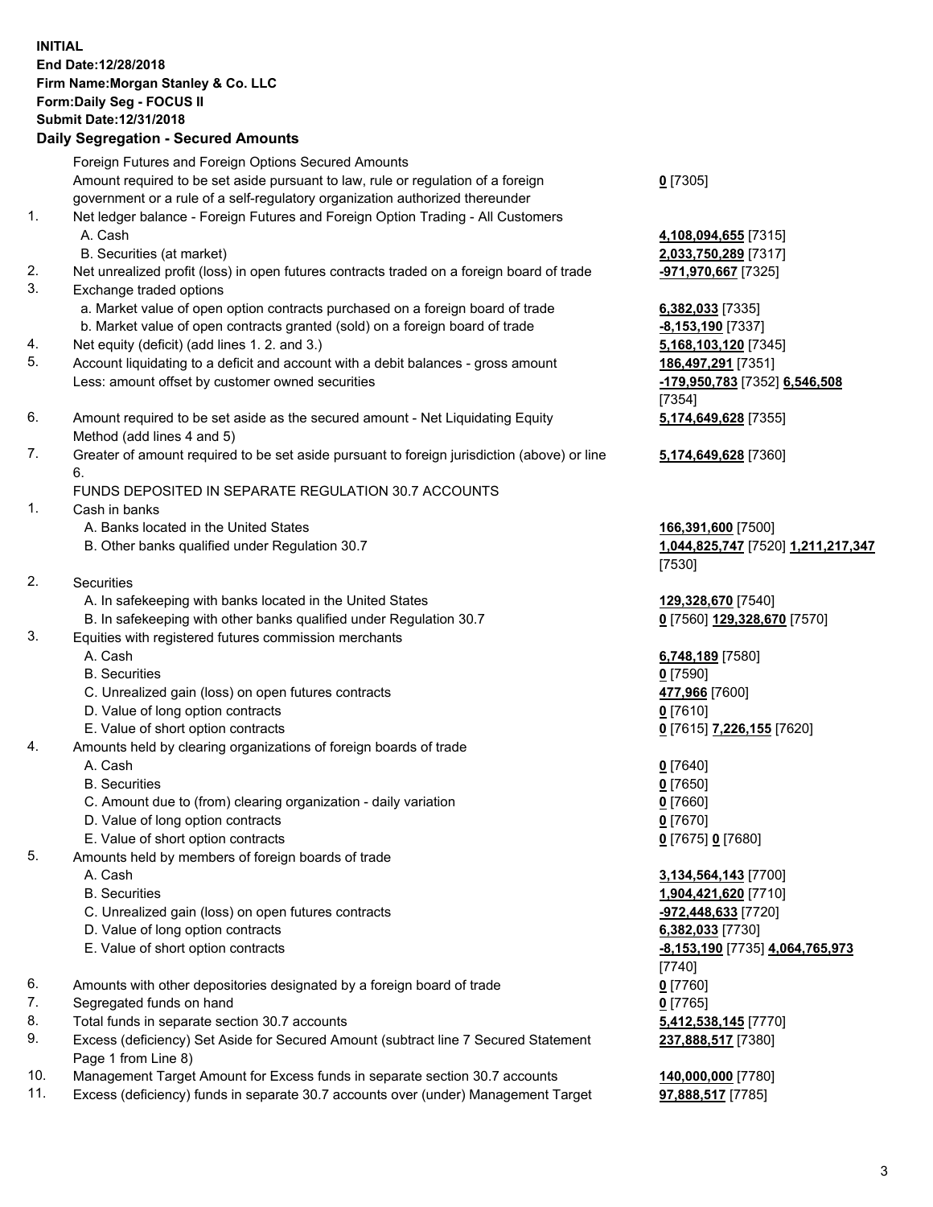**INITIAL**
**End Date:12/28/2018**
**Firm Name:Morgan Stanley & Co. LLC**
**Form:Daily Seg - FOCUS II**
**Submit Date:12/31/2018**

## Daily Segregation - Secured Amounts

| | | |
|---|---|---|
| | Foreign Futures and Foreign Options Secured Amounts | |
| | Amount required to be set aside pursuant to law, rule or regulation of a foreign government or a rule of a self-regulatory organization authorized thereunder | **0** [7305] |
| 1. | Net ledger balance - Foreign Futures and Foreign Option Trading - All Customers | |
| | A. Cash | **4,108,094,655** [7315] |
| | B. Securities (at market) | **2,033,750,289** [7317] |
| 2. | Net unrealized profit (loss) in open futures contracts traded on a foreign board of trade | **-971,970,667** [7325] |
| 3. | Exchange traded options | |
| | a. Market value of open option contracts purchased on a foreign board of trade | **6,382,033** [7335] |
| | b. Market value of open contracts granted (sold) on a foreign board of trade | **-8,153,190** [7337] |
| 4. | Net equity (deficit) (add lines 1. 2. and 3.) | **5,168,103,120** [7345] |
| 5. | Account liquidating to a deficit and account with a debit balances - gross amount | **186,497,291** [7351] |
| | Less: amount offset by customer owned securities | **-179,950,783** [7352] **6,546,508** [7354] |
| 6. | Amount required to be set aside as the secured amount - Net Liquidating Equity Method (add lines 4 and 5) | **5,174,649,628** [7355] |
| 7. | Greater of amount required to be set aside pursuant to foreign jurisdiction (above) or line 6. | **5,174,649,628** [7360] |
| | FUNDS DEPOSITED IN SEPARATE REGULATION 30.7 ACCOUNTS | |
| 1. | Cash in banks | |
| | A. Banks located in the United States | **166,391,600** [7500] |
| | B. Other banks qualified under Regulation 30.7 | **1,044,825,747** [7520] **1,211,217,347** [7530] |
| 2. | Securities | |
| | A. In safekeeping with banks located in the United States | **129,328,670** [7540] |
| | B. In safekeeping with other banks qualified under Regulation 30.7 | **0** [7560] **129,328,670** [7570] |
| 3. | Equities with registered futures commission merchants | |
| | A. Cash | **6,748,189** [7580] |
| | B. Securities | **0** [7590] |
| | C. Unrealized gain (loss) on open futures contracts | **477,966** [7600] |
| | D. Value of long option contracts | **0** [7610] |
| | E. Value of short option contracts | **0** [7615] **7,226,155** [7620] |
| 4. | Amounts held by clearing organizations of foreign boards of trade | |
| | A. Cash | **0** [7640] |
| | B. Securities | **0** [7650] |
| | C. Amount due to (from) clearing organization - daily variation | **0** [7660] |
| | D. Value of long option contracts | **0** [7670] |
| | E. Value of short option contracts | **0** [7675] **0** [7680] |
| 5. | Amounts held by members of foreign boards of trade | |
| | A. Cash | **3,134,564,143** [7700] |
| | B. Securities | **1,904,421,620** [7710] |
| | C. Unrealized gain (loss) on open futures contracts | **-972,448,633** [7720] |
| | D. Value of long option contracts | **6,382,033** [7730] |
| | E. Value of short option contracts | **-8,153,190** [7735] **4,064,765,973** [7740] |
| 6. | Amounts with other depositories designated by a foreign board of trade | **0** [7760] |
| 7. | Segregated funds on hand | **0** [7765] |
| 8. | Total funds in separate section 30.7 accounts | **5,412,538,145** [7770] |
| 9. | Excess (deficiency) Set Aside for Secured Amount (subtract line 7 Secured Statement Page 1 from Line 8) | **237,888,517** [7380] |
| 10. | Management Target Amount for Excess funds in separate section 30.7 accounts | **140,000,000** [7780] |
| 11. | Excess (deficiency) funds in separate 30.7 accounts over (under) Management Target | **97,888,517** [7785] |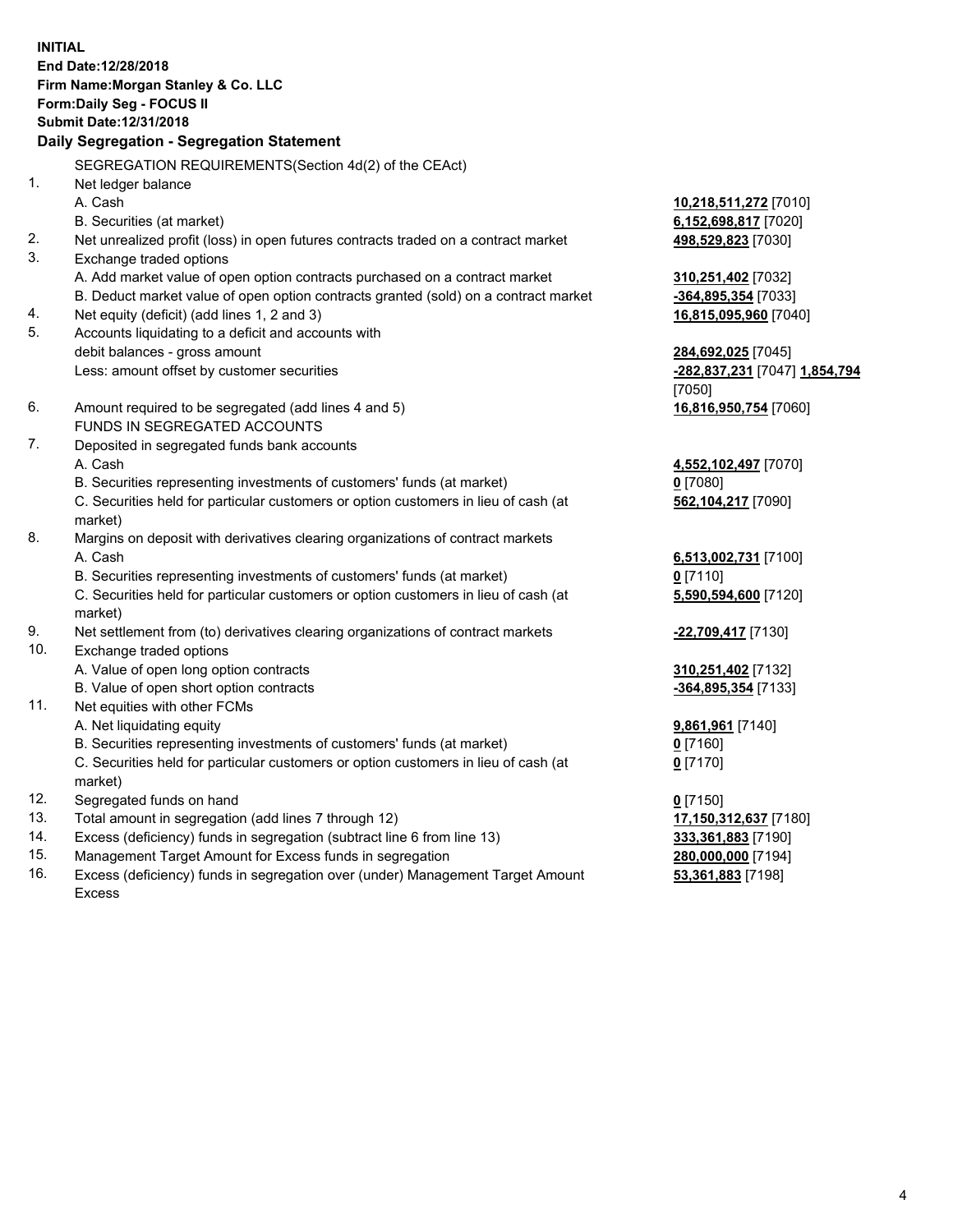**INITIAL**
**End Date:12/28/2018**
**Firm Name:Morgan Stanley & Co. LLC**
**Form:Daily Seg - FOCUS II**
**Submit Date:12/31/2018**

**Daily Segregation - Segregation Statement**

SEGREGATION REQUIREMENTS(Section 4d(2) of the CEAct)

| | | |
|---|---|---|
| 1. | Net ledger balance | |
| | A. Cash | **10,218,511,272** [7010] |
| | B. Securities (at market) | **6,152,698,817** [7020] |
| 2. | Net unrealized profit (loss) in open futures contracts traded on a contract market | **498,529,823** [7030] |
| 3. | Exchange traded options | |
| | A. Add market value of open option contracts purchased on a contract market | **310,251,402** [7032] |
| | B. Deduct market value of open option contracts granted (sold) on a contract market | **-364,895,354** [7033] |
| 4. | Net equity (deficit) (add lines 1, 2 and 3) | **16,815,095,960** [7040] |
| 5. | Accounts liquidating to a deficit and accounts with debit balances - gross amount | **284,692,025** [7045] |
| | Less: amount offset by customer securities | **-282,837,231** [7047] **1,854,794** [7050] |
| 6. | Amount required to be segregated (add lines 4 and 5) | **16,816,950,754** [7060] |
| | FUNDS IN SEGREGATED ACCOUNTS | |
| 7. | Deposited in segregated funds bank accounts | |
| | A. Cash | **4,552,102,497** [7070] |
| | B. Securities representing investments of customers' funds (at market) | **0** [7080] |
| | C. Securities held for particular customers or option customers in lieu of cash (at market) | **562,104,217** [7090] |
| 8. | Margins on deposit with derivatives clearing organizations of contract markets | |
| | A. Cash | **6,513,002,731** [7100] |
| | B. Securities representing investments of customers' funds (at market) | **0** [7110] |
| | C. Securities held for particular customers or option customers in lieu of cash (at market) | **5,590,594,600** [7120] |
| 9. | Net settlement from (to) derivatives clearing organizations of contract markets | **-22,709,417** [7130] |
| 10. | Exchange traded options | |
| | A. Value of open long option contracts | **310,251,402** [7132] |
| | B. Value of open short option contracts | **-364,895,354** [7133] |
| 11. | Net equities with other FCMs | |
| | A. Net liquidating equity | **9,861,961** [7140] |
| | B. Securities representing investments of customers' funds (at market) | **0** [7160] |
| | C. Securities held for particular customers or option customers in lieu of cash (at market) | **0** [7170] |
| 12. | Segregated funds on hand | **0** [7150] |
| 13. | Total amount in segregation (add lines 7 through 12) | **17,150,312,637** [7180] |
| 14. | Excess (deficiency) funds in segregation (subtract line 6 from line 13) | **333,361,883** [7190] |
| 15. | Management Target Amount for Excess funds in segregation | **280,000,000** [7194] |
| 16. | Excess (deficiency) funds in segregation over (under) Management Target Amount Excess | **53,361,883** [7198] |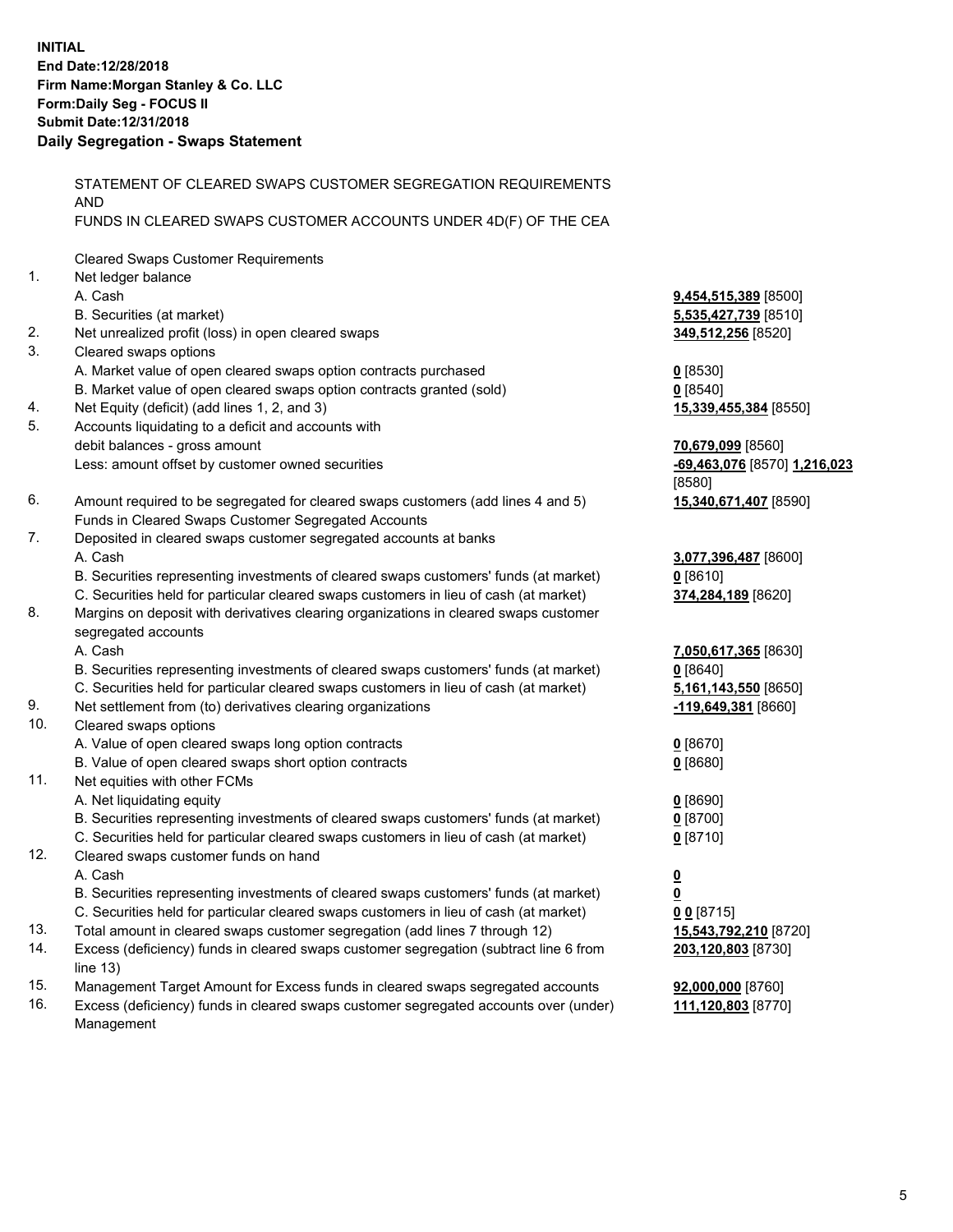**INITIAL**
**End Date:12/28/2018**
**Firm Name:Morgan Stanley & Co. LLC**
**Form:Daily Seg - FOCUS II**
**Submit Date:12/31/2018**
**Daily Segregation - Swaps Statement**

STATEMENT OF CLEARED SWAPS CUSTOMER SEGREGATION REQUIREMENTS AND
FUNDS IN CLEARED SWAPS CUSTOMER ACCOUNTS UNDER 4D(F) OF THE CEA

| | | |
|---|---|---|
| | Cleared Swaps Customer Requirements | |
| 1. | Net ledger balance | |
| | A. Cash | **9,454,515,389** [8500] |
| | B. Securities (at market) | **5,535,427,739** [8510] |
| 2. | Net unrealized profit (loss) in open cleared swaps | **349,512,256** [8520] |
| 3. | Cleared swaps options | |
| | A. Market value of open cleared swaps option contracts purchased | **0** [8530] |
| | B. Market value of open cleared swaps option contracts granted (sold) | **0** [8540] |
| 4. | Net Equity (deficit) (add lines 1, 2, and 3) | **15,339,455,384** [8550] |
| 5. | Accounts liquidating to a deficit and accounts with debit balances - gross amount | **70,679,099** [8560] |
| | Less: amount offset by customer owned securities | **-69,463,076** [8570] **1,216,023** [8580] |
| 6. | Amount required to be segregated for cleared swaps customers (add lines 4 and 5) | **15,340,671,407** [8590] |
| | Funds in Cleared Swaps Customer Segregated Accounts | |
| 7. | Deposited in cleared swaps customer segregated accounts at banks | |
| | A. Cash | **3,077,396,487** [8600] |
| | B. Securities representing investments of cleared swaps customers' funds (at market) | **0** [8610] |
| | C. Securities held for particular cleared swaps customers in lieu of cash (at market) | **374,284,189** [8620] |
| 8. | Margins on deposit with derivatives clearing organizations in cleared swaps customer segregated accounts | |
| | A. Cash | **7,050,617,365** [8630] |
| | B. Securities representing investments of cleared swaps customers' funds (at market) | **0** [8640] |
| | C. Securities held for particular cleared swaps customers in lieu of cash (at market) | **5,161,143,550** [8650] |
| 9. | Net settlement from (to) derivatives clearing organizations | **-119,649,381** [8660] |
| 10. | Cleared swaps options | |
| | A. Value of open cleared swaps long option contracts | **0** [8670] |
| | B. Value of open cleared swaps short option contracts | **0** [8680] |
| 11. | Net equities with other FCMs | |
| | A. Net liquidating equity | **0** [8690] |
| | B. Securities representing investments of cleared swaps customers' funds (at market) | **0** [8700] |
| | C. Securities held for particular cleared swaps customers in lieu of cash (at market) | **0** [8710] |
| 12. | Cleared swaps customer funds on hand | |
| | A. Cash | **0** |
| | B. Securities representing investments of cleared swaps customers' funds (at market) | **0** |
| | C. Securities held for particular cleared swaps customers in lieu of cash (at market) | **0** **0** [8715] |
| 13. | Total amount in cleared swaps customer segregation (add lines 7 through 12) | **15,543,792,210** [8720] |
| 14. | Excess (deficiency) funds in cleared swaps customer segregation (subtract line 6 from line 13) | **203,120,803** [8730] |
| 15. | Management Target Amount for Excess funds in cleared swaps segregated accounts | **92,000,000** [8760] |
| 16. | Excess (deficiency) funds in cleared swaps customer segregated accounts over (under) Management | **111,120,803** [8770] |